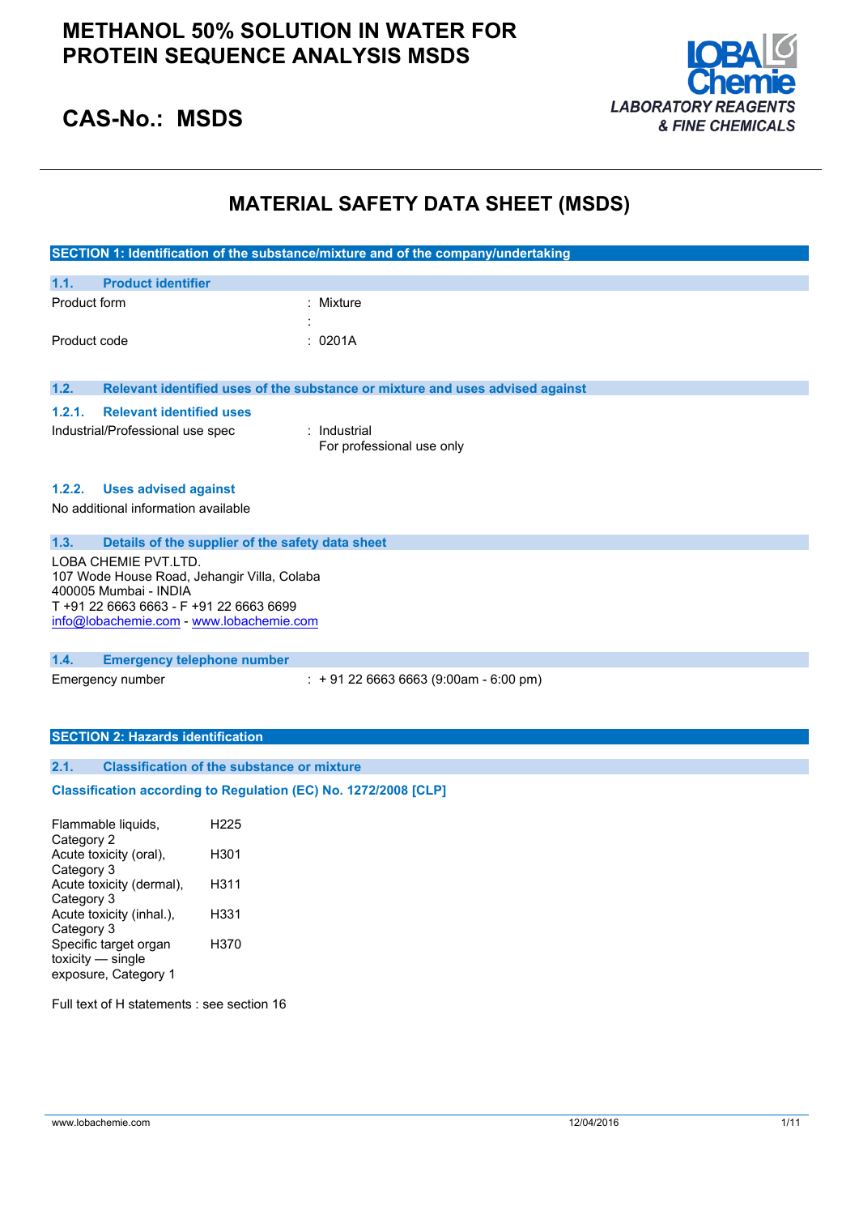# METHANOL 50% SOLUTION IN WATER FOR PROTEIN SEQUENCE ANALYSIS MSDS

LOBA Chemie
*LABORATORY REAGENTS & FINE CHEMICALS*

## CAS-No.: MSDS

# MATERIAL SAFETY DATA SHEET (MSDS)

## SECTION 1: Identification of the substance/mixture and of the company/undertaking

### 1.1. Product identifier

Product form : Mixture

:

Product code : 0201A

### 1.2. Relevant identified uses of the substance or mixture and uses advised against

#### 1.2.1. Relevant identified uses

Industrial/Professional use spec : Industrial
For professional use only

#### 1.2.2. Uses advised against

No additional information available

### 1.3. Details of the supplier of the safety data sheet

LOBA CHEMIE PVT.LTD.
107 Wode House Road, Jehangir Villa, Colaba
400005 Mumbai - INDIA
T +91 22 6663 6663 - F +91 22 6663 6699
info@lobachemie.com - www.lobachemie.com

### 1.4. Emergency telephone number

Emergency number : + 91 22 6663 6663 (9:00am - 6:00 pm)

## SECTION 2: Hazards identification

### 2.1. Classification of the substance or mixture

**Classification according to Regulation (EC) No. 1272/2008 [CLP]**

| | |
|---|---|
| Flammable liquids, Category 2 | H225 |
| Acute toxicity (oral), Category 3 | H301 |
| Acute toxicity (dermal), Category 3 | H311 |
| Acute toxicity (inhal.), Category 3 | H331 |
| Specific target organ toxicity — single exposure, Category 1 | H370 |

Full text of H statements : see section 16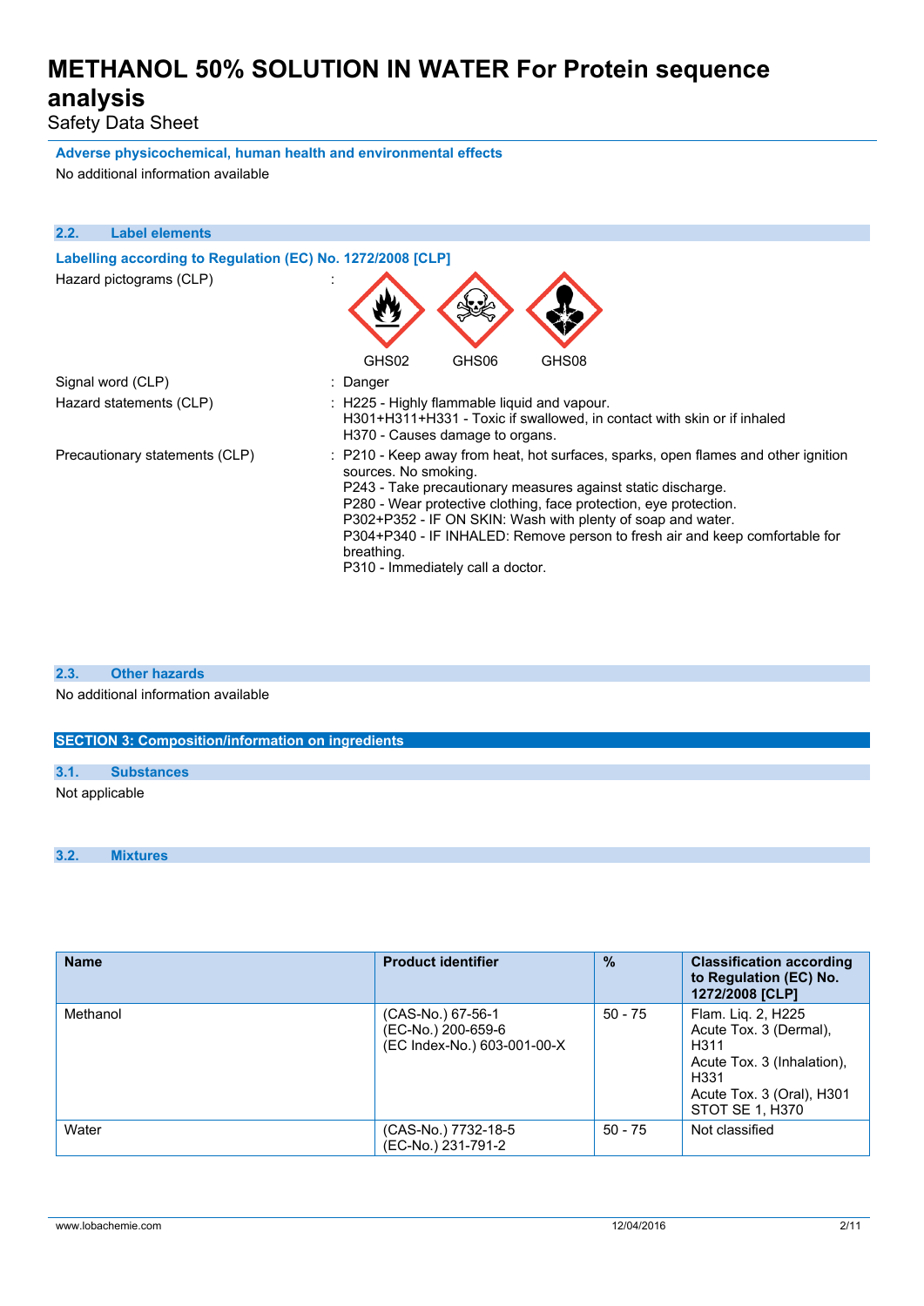**Adverse physicochemical, human health and environmental effects**

No additional information available

### 2.2. Label elements

**Labelling according to Regulation (EC) No. 1272/2008 [CLP]**

Hazard pictograms (CLP) :

GHS02 GHS06 GHS08

Signal word (CLP) : Danger

Hazard statements (CLP) : H225 - Highly flammable liquid and vapour.
H301+H311+H331 - Toxic if swallowed, in contact with skin or if inhaled
H370 - Causes damage to organs.

Precautionary statements (CLP) : P210 - Keep away from heat, hot surfaces, sparks, open flames and other ignition sources. No smoking.
P243 - Take precautionary measures against static discharge.
P280 - Wear protective clothing, face protection, eye protection.
P302+P352 - IF ON SKIN: Wash with plenty of soap and water.
P304+P340 - IF INHALED: Remove person to fresh air and keep comfortable for breathing.
P310 - Immediately call a doctor.

### 2.3. Other hazards

No additional information available

## SECTION 3: Composition/information on ingredients

### 3.1. Substances

Not applicable

### 3.2. Mixtures

| Name | Product identifier | % | Classification according to Regulation (EC) No. 1272/2008 [CLP] |
|---|---|---|---|
| Methanol | (CAS-No.) 67-56-1<br>(EC-No.) 200-659-6<br>(EC Index-No.) 603-001-00-X | 50 - 75 | Flam. Liq. 2, H225<br>Acute Tox. 3 (Dermal), H311<br>Acute Tox. 3 (Inhalation), H331<br>Acute Tox. 3 (Oral), H301<br>STOT SE 1, H370 |
| Water | (CAS-No.) 7732-18-5<br>(EC-No.) 231-791-2 | 50 - 75 | Not classified |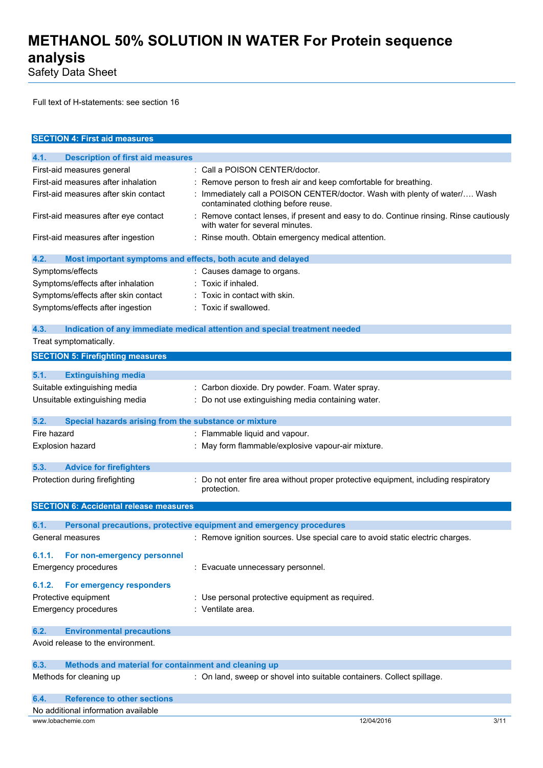Full text of H-statements: see section 16

## SECTION 4: First aid measures

### 4.1. Description of first aid measures

| | |
|---|---|
| First-aid measures general | : Call a POISON CENTER/doctor. |
| First-aid measures after inhalation | : Remove person to fresh air and keep comfortable for breathing. |
| First-aid measures after skin contact | : Immediately call a POISON CENTER/doctor. Wash with plenty of water/…. Wash contaminated clothing before reuse. |
| First-aid measures after eye contact | : Remove contact lenses, if present and easy to do. Continue rinsing. Rinse cautiously with water for several minutes. |
| First-aid measures after ingestion | : Rinse mouth. Obtain emergency medical attention. |

### 4.2. Most important symptoms and effects, both acute and delayed

| | |
|---|---|
| Symptoms/effects | : Causes damage to organs. |
| Symptoms/effects after inhalation | : Toxic if inhaled. |
| Symptoms/effects after skin contact | : Toxic in contact with skin. |
| Symptoms/effects after ingestion | : Toxic if swallowed. |

### 4.3. Indication of any immediate medical attention and special treatment needed

Treat symptomatically.

## SECTION 5: Firefighting measures

### 5.1. Extinguishing media

| | |
|---|---|
| Suitable extinguishing media | : Carbon dioxide. Dry powder. Foam. Water spray. |
| Unsuitable extinguishing media | : Do not use extinguishing media containing water. |

### 5.2. Special hazards arising from the substance or mixture

| | |
|---|---|
| Fire hazard | : Flammable liquid and vapour. |
| Explosion hazard | : May form flammable/explosive vapour-air mixture. |

### 5.3. Advice for firefighters

| | |
|---|---|
| Protection during firefighting | : Do not enter fire area without proper protective equipment, including respiratory protection. |

## SECTION 6: Accidental release measures

### 6.1. Personal precautions, protective equipment and emergency procedures

| | |
|---|---|
| General measures | : Remove ignition sources. Use special care to avoid static electric charges. |

#### 6.1.1. For non-emergency personnel

| | |
|---|---|
| Emergency procedures | : Evacuate unnecessary personnel. |

#### 6.1.2. For emergency responders

| | |
|---|---|
| Protective equipment | : Use personal protective equipment as required. |
| Emergency procedures | : Ventilate area. |

### 6.2. Environmental precautions

Avoid release to the environment.

### 6.3. Methods and material for containment and cleaning up

| | |
|---|---|
| Methods for cleaning up | : On land, sweep or shovel into suitable containers. Collect spillage. |

### 6.4. Reference to other sections

No additional information available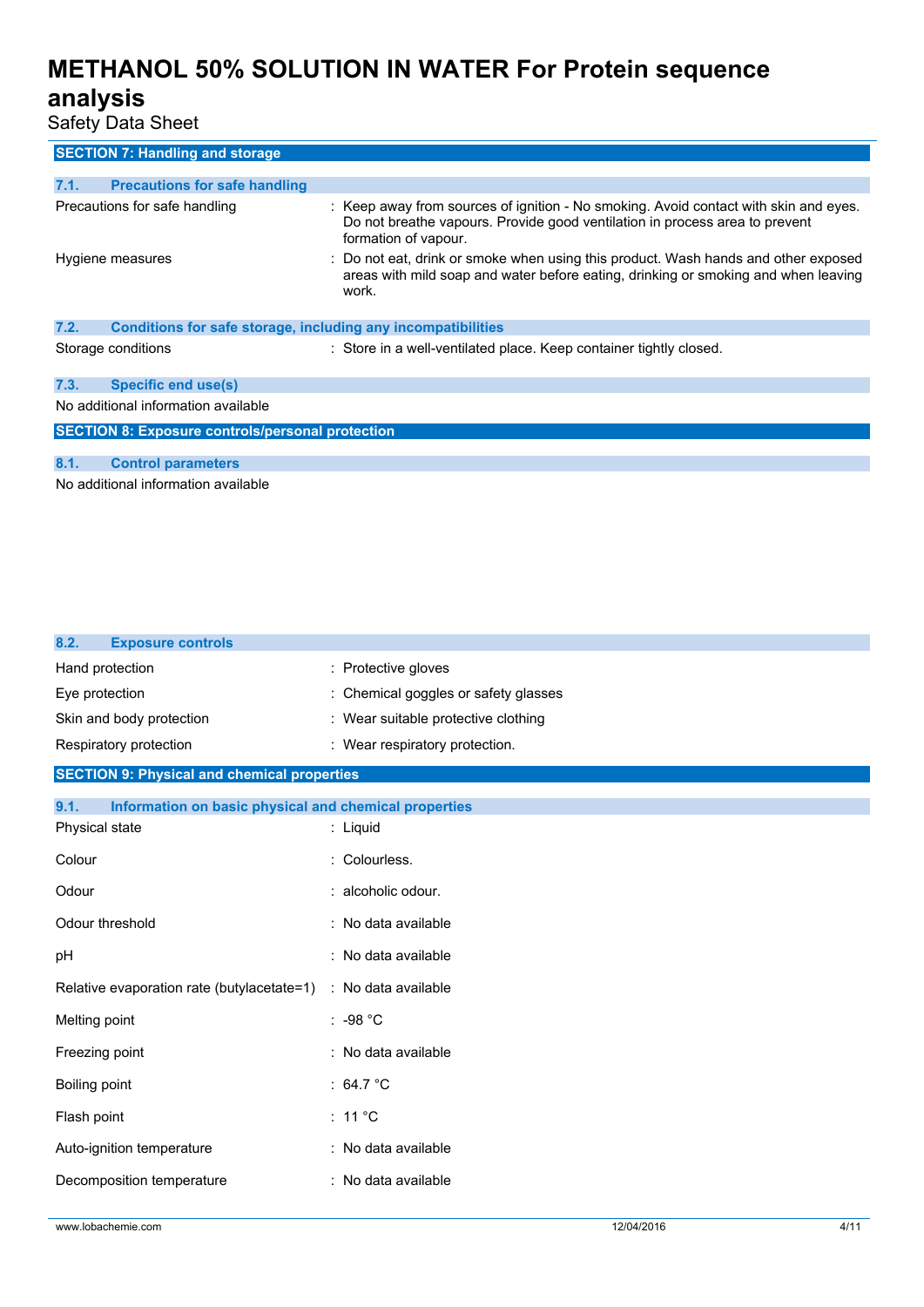## SECTION 7: Handling and storage

### 7.1. Precautions for safe handling

| | |
|---|---|
| Precautions for safe handling | : Keep away from sources of ignition - No smoking. Avoid contact with skin and eyes. Do not breathe vapours. Provide good ventilation in process area to prevent formation of vapour. |
| Hygiene measures | : Do not eat, drink or smoke when using this product. Wash hands and other exposed areas with mild soap and water before eating, drinking or smoking and when leaving work. |

### 7.2. Conditions for safe storage, including any incompatibilities

| | |
|---|---|
| Storage conditions | : Store in a well-ventilated place. Keep container tightly closed. |

### 7.3. Specific end use(s)

No additional information available

## SECTION 8: Exposure controls/personal protection

### 8.1. Control parameters

No additional information available

### 8.2. Exposure controls

| | |
|---|---|
| Hand protection | : Protective gloves |
| Eye protection | : Chemical goggles or safety glasses |
| Skin and body protection | : Wear suitable protective clothing |
| Respiratory protection | : Wear respiratory protection. |

## SECTION 9: Physical and chemical properties

### 9.1. Information on basic physical and chemical properties

| | |
|---|---|
| Physical state | : Liquid |
| Colour | : Colourless. |
| Odour | : alcoholic odour. |
| Odour threshold | : No data available |
| pH | : No data available |
| Relative evaporation rate (butylacetate=1) | : No data available |
| Melting point | : -98 °C |
| Freezing point | : No data available |
| Boiling point | : 64.7 °C |
| Flash point | : 11 °C |
| Auto-ignition temperature | : No data available |
| Decomposition temperature | : No data available |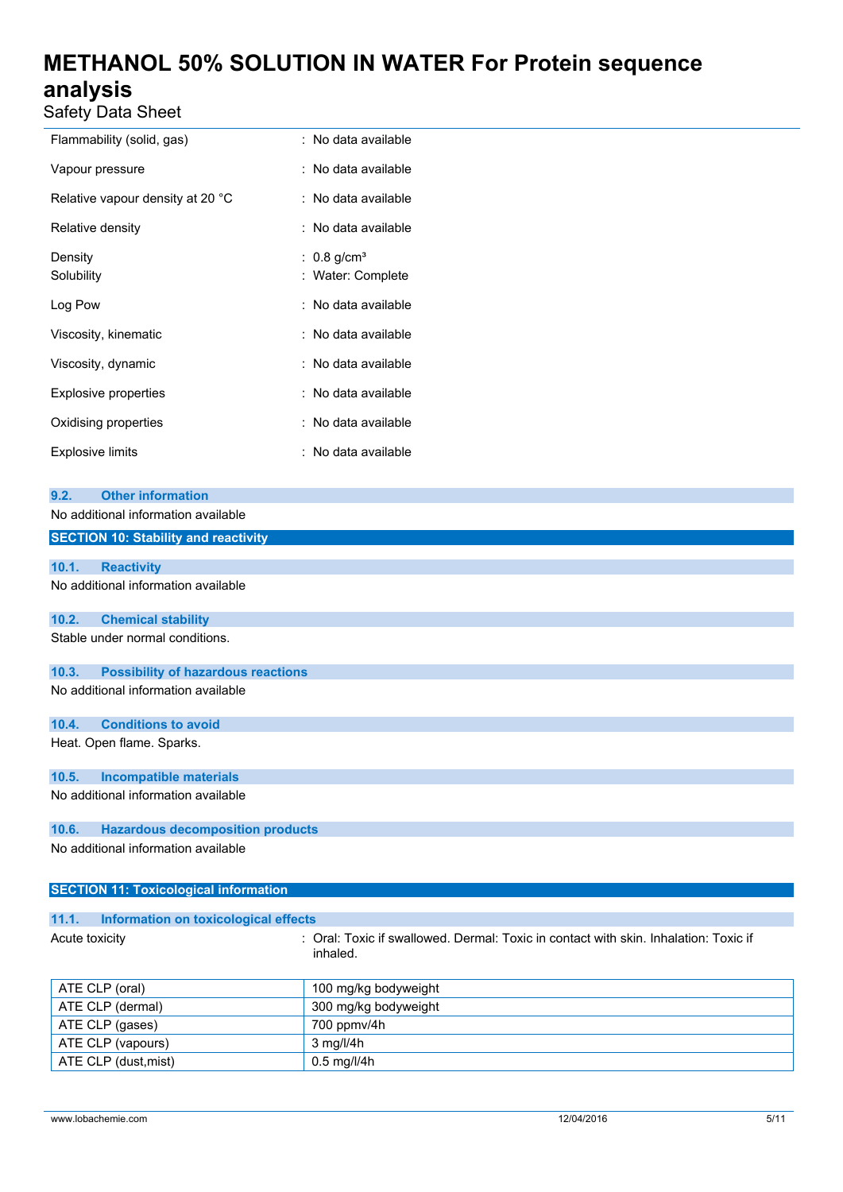| | |
|---|---|
| Flammability (solid, gas) | : No data available |
| Vapour pressure | : No data available |
| Relative vapour density at 20 °C | : No data available |
| Relative density | : No data available |
| Density | : 0.8 g/cm³ |
| Solubility | : Water: Complete |
| Log Pow | : No data available |
| Viscosity, kinematic | : No data available |
| Viscosity, dynamic | : No data available |
| Explosive properties | : No data available |
| Oxidising properties | : No data available |
| Explosive limits | : No data available |

### 9.2. Other information

No additional information available

## SECTION 10: Stability and reactivity

### 10.1. Reactivity

No additional information available

### 10.2. Chemical stability

Stable under normal conditions.

### 10.3. Possibility of hazardous reactions

No additional information available

### 10.4. Conditions to avoid

Heat. Open flame. Sparks.

### 10.5. Incompatible materials

No additional information available

### 10.6. Hazardous decomposition products

No additional information available

## SECTION 11: Toxicological information

### 11.1. Information on toxicological effects

Acute toxicity : Oral: Toxic if swallowed. Dermal: Toxic in contact with skin. Inhalation: Toxic if inhaled.

| | |
|---|---|
| ATE CLP (oral) | 100 mg/kg bodyweight |
| ATE CLP (dermal) | 300 mg/kg bodyweight |
| ATE CLP (gases) | 700 ppmv/4h |
| ATE CLP (vapours) | 3 mg/l/4h |
| ATE CLP (dust,mist) | 0.5 mg/l/4h |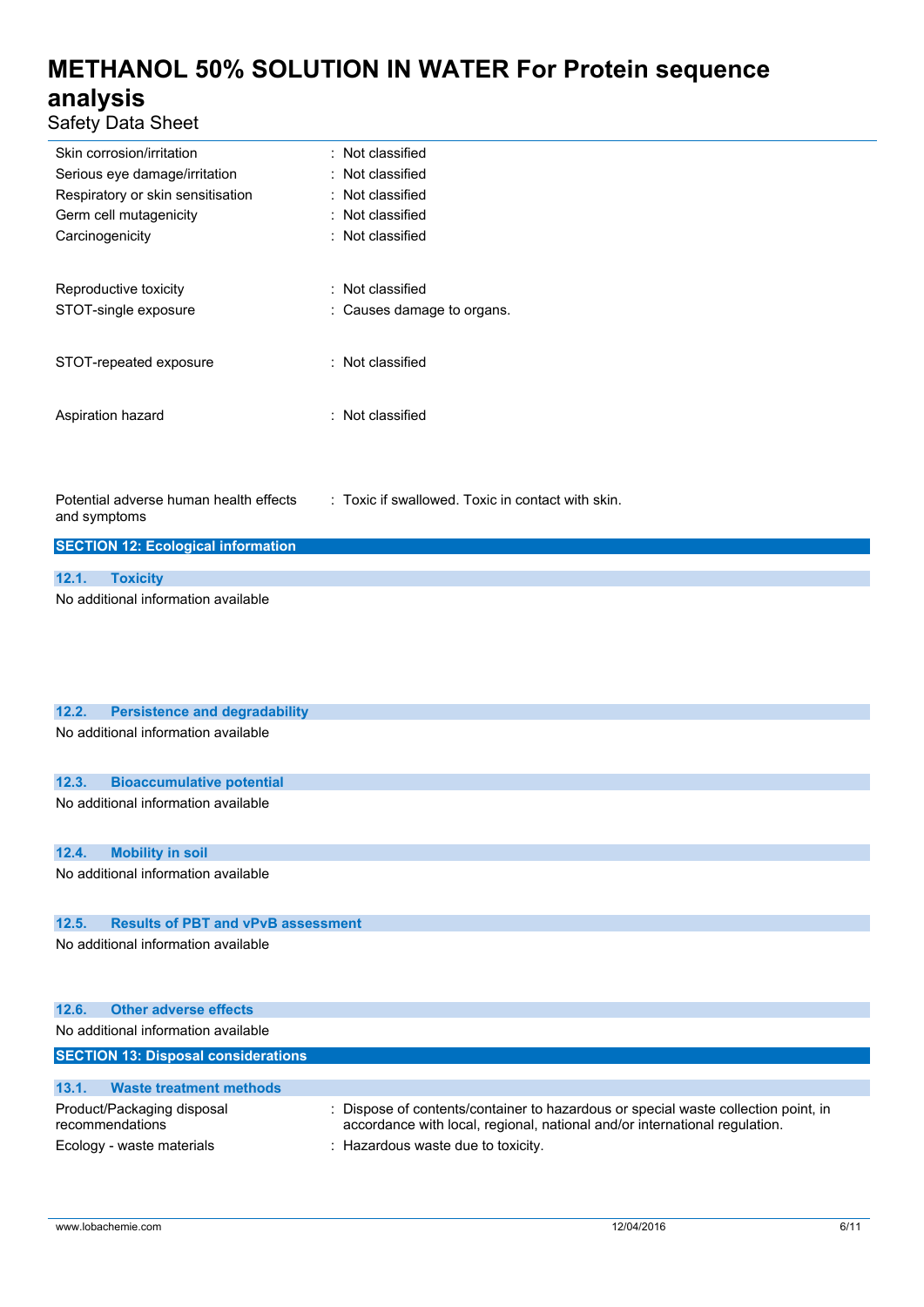| | |
|---|---|
| Skin corrosion/irritation | : Not classified |
| Serious eye damage/irritation | : Not classified |
| Respiratory or skin sensitisation | : Not classified |
| Germ cell mutagenicity | : Not classified |
| Carcinogenicity | : Not classified |
| Reproductive toxicity | : Not classified |
| STOT-single exposure | : Causes damage to organs. |
| STOT-repeated exposure | : Not classified |
| Aspiration hazard | : Not classified |
| Potential adverse human health effects and symptoms | : Toxic if swallowed. Toxic in contact with skin. |

## SECTION 12: Ecological information

### 12.1. Toxicity

No additional information available

### 12.2. Persistence and degradability

No additional information available

### 12.3. Bioaccumulative potential

No additional information available

### 12.4. Mobility in soil

No additional information available

### 12.5. Results of PBT and vPvB assessment

No additional information available

### 12.6. Other adverse effects

No additional information available

## SECTION 13: Disposal considerations

### 13.1. Waste treatment methods

| | |
|---|---|
| Product/Packaging disposal recommendations | : Dispose of contents/container to hazardous or special waste collection point, in accordance with local, regional, national and/or international regulation. |
| Ecology - waste materials | : Hazardous waste due to toxicity. |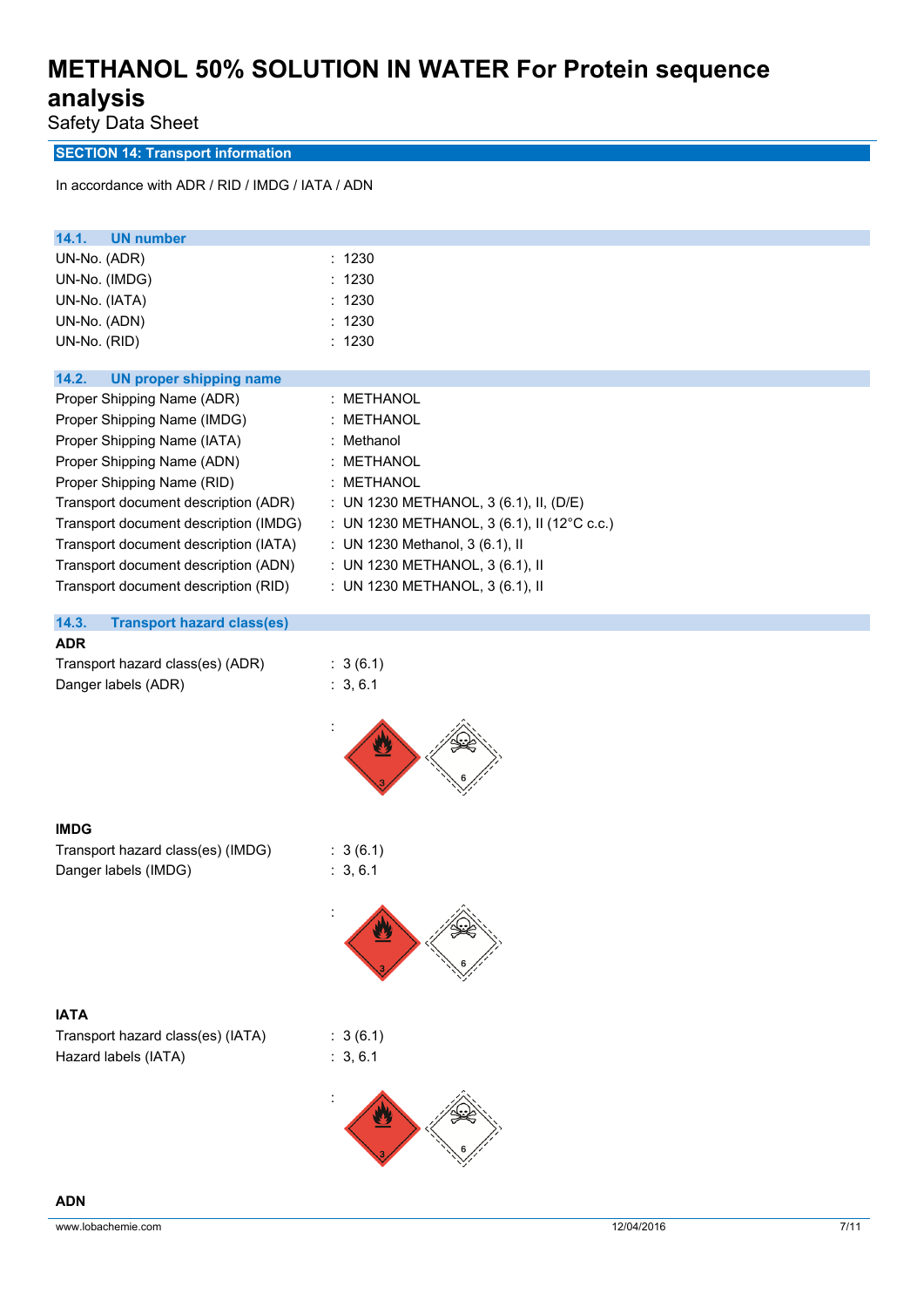# METHANOL 50% SOLUTION IN WATER For Protein sequence analysis

Safety Data Sheet

## SECTION 14: Transport information

In accordance with ADR / RID / IMDG / IATA / ADN

### 14.1. UN number

| | |
|---|---|
| UN-No. (ADR) | : 1230 |
| UN-No. (IMDG) | : 1230 |
| UN-No. (IATA) | : 1230 |
| UN-No. (ADN) | : 1230 |
| UN-No. (RID) | : 1230 |

### 14.2. UN proper shipping name

| | |
|---|---|
| Proper Shipping Name (ADR) | : METHANOL |
| Proper Shipping Name (IMDG) | : METHANOL |
| Proper Shipping Name (IATA) | : Methanol |
| Proper Shipping Name (ADN) | : METHANOL |
| Proper Shipping Name (RID) | : METHANOL |
| Transport document description (ADR) | : UN 1230 METHANOL, 3 (6.1), II, (D/E) |
| Transport document description (IMDG) | : UN 1230 METHANOL, 3 (6.1), II (12°C c.c.) |
| Transport document description (IATA) | : UN 1230 Methanol, 3 (6.1), II |
| Transport document description (ADN) | : UN 1230 METHANOL, 3 (6.1), II |
| Transport document description (RID) | : UN 1230 METHANOL, 3 (6.1), II |

### 14.3. Transport hazard class(es)

**ADR**

| | |
|---|---|
| Transport hazard class(es) (ADR) | : 3 (6.1) |
| Danger labels (ADR) | : 3, 6.1 |

:

**IMDG**

| | |
|---|---|
| Transport hazard class(es) (IMDG) | : 3 (6.1) |
| Danger labels (IMDG) | : 3, 6.1 |

:

**IATA**

| | |
|---|---|
| Transport hazard class(es) (IATA) | : 3 (6.1) |
| Hazard labels (IATA) | : 3, 6.1 |

:

**ADN**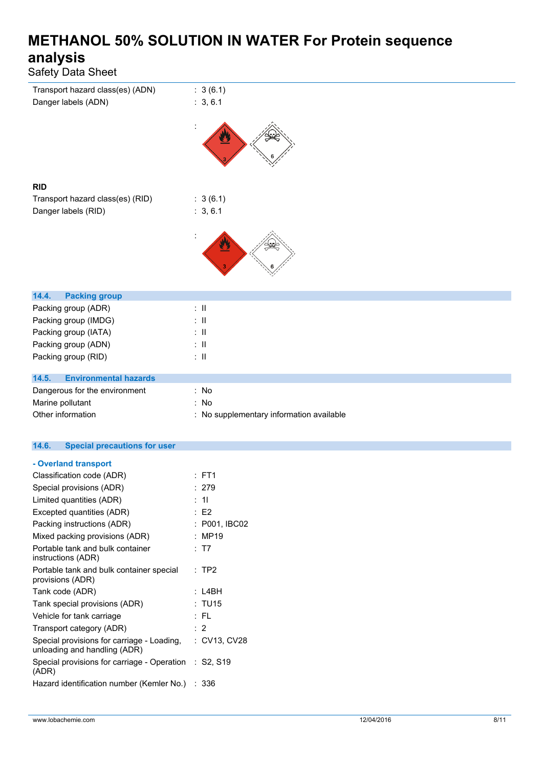| | |
|---|---|
| Transport hazard class(es) (ADN) | : 3 (6.1) |
| Danger labels (ADN) | : 3, 6.1 |
| | : |

**RID**

| | |
|---|---|
| Transport hazard class(es) (RID) | : 3 (6.1) |
| Danger labels (RID) | : 3, 6.1 |
| | : |

## 14.4. Packing group

| | |
|---|---|
| Packing group (ADR) | : II |
| Packing group (IMDG) | : II |
| Packing group (IATA) | : II |
| Packing group (ADN) | : II |
| Packing group (RID) | : II |

## 14.5. Environmental hazards

| | |
|---|---|
| Dangerous for the environment | : No |
| Marine pollutant | : No |
| Other information | : No supplementary information available |

## 14.6. Special precautions for user

**- Overland transport**

| | |
|---|---|
| Classification code (ADR) | : FT1 |
| Special provisions (ADR) | : 279 |
| Limited quantities (ADR) | : 1l |
| Excepted quantities (ADR) | : E2 |
| Packing instructions (ADR) | : P001, IBC02 |
| Mixed packing provisions (ADR) | : MP19 |
| Portable tank and bulk container instructions (ADR) | : T7 |
| Portable tank and bulk container special provisions (ADR) | : TP2 |
| Tank code (ADR) | : L4BH |
| Tank special provisions (ADR) | : TU15 |
| Vehicle for tank carriage | : FL |
| Transport category (ADR) | : 2 |
| Special provisions for carriage - Loading, unloading and handling (ADR) | : CV13, CV28 |
| Special provisions for carriage - Operation (ADR) | : S2, S19 |
| Hazard identification number (Kemler No.) | : 336 |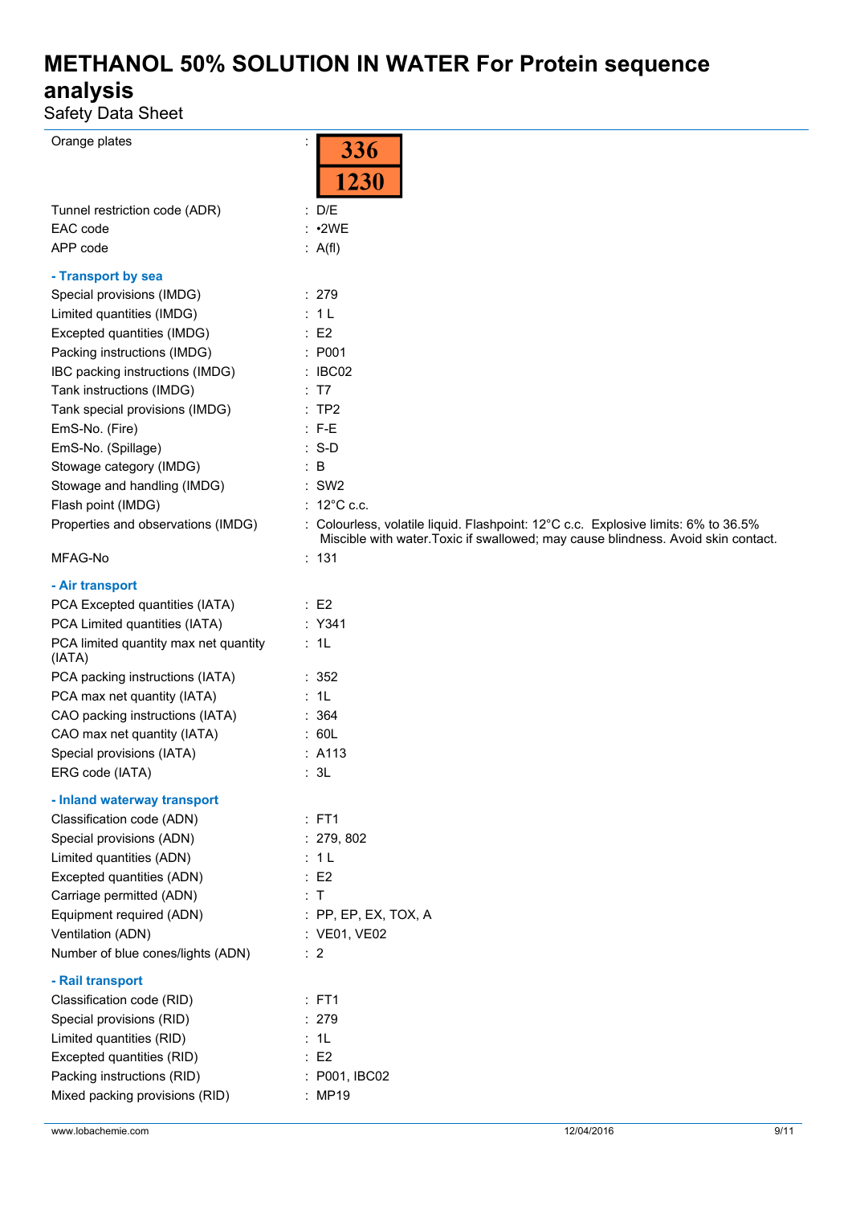Orange plates : 

| 336 |
|---|
| 1230 |

Tunnel restriction code (ADR) : D/E

EAC code : •2WE

APP code : A(fl)

**- Transport by sea**

Special provisions (IMDG) : 279

Limited quantities (IMDG) : 1 L

Excepted quantities (IMDG) : E2

Packing instructions (IMDG) : P001

IBC packing instructions (IMDG) : IBC02

Tank instructions (IMDG) : T7

Tank special provisions (IMDG) : TP2

EmS-No. (Fire) : F-E

EmS-No. (Spillage) : S-D

Stowage category (IMDG) : B

Stowage and handling (IMDG) : SW2

Flash point (IMDG) : 12°C c.c.

Properties and observations (IMDG) : Colourless, volatile liquid. Flashpoint: 12°C c.c. Explosive limits: 6% to 36.5% Miscible with water.Toxic if swallowed; may cause blindness. Avoid skin contact.

MFAG-No : 131

**- Air transport**

PCA Excepted quantities (IATA) : E2

PCA Limited quantities (IATA) : Y341

PCA limited quantity max net quantity (IATA) : 1L

PCA packing instructions (IATA) : 352

PCA max net quantity (IATA) : 1L

CAO packing instructions (IATA) : 364

CAO max net quantity (IATA) : 60L

Special provisions (IATA) : A113

ERG code (IATA) : 3L

**- Inland waterway transport**

Classification code (ADN) : FT1

Special provisions (ADN) : 279, 802

Limited quantities (ADN) : 1 L

Excepted quantities (ADN) : E2

Carriage permitted (ADN) : T

Equipment required (ADN) : PP, EP, EX, TOX, A

Ventilation (ADN) : VE01, VE02

Number of blue cones/lights (ADN) : 2

**- Rail transport**

Classification code (RID) : FT1

Special provisions (RID) : 279

Limited quantities (RID) : 1L

Excepted quantities (RID) : E2

Packing instructions (RID) : P001, IBC02

Mixed packing provisions (RID) : MP19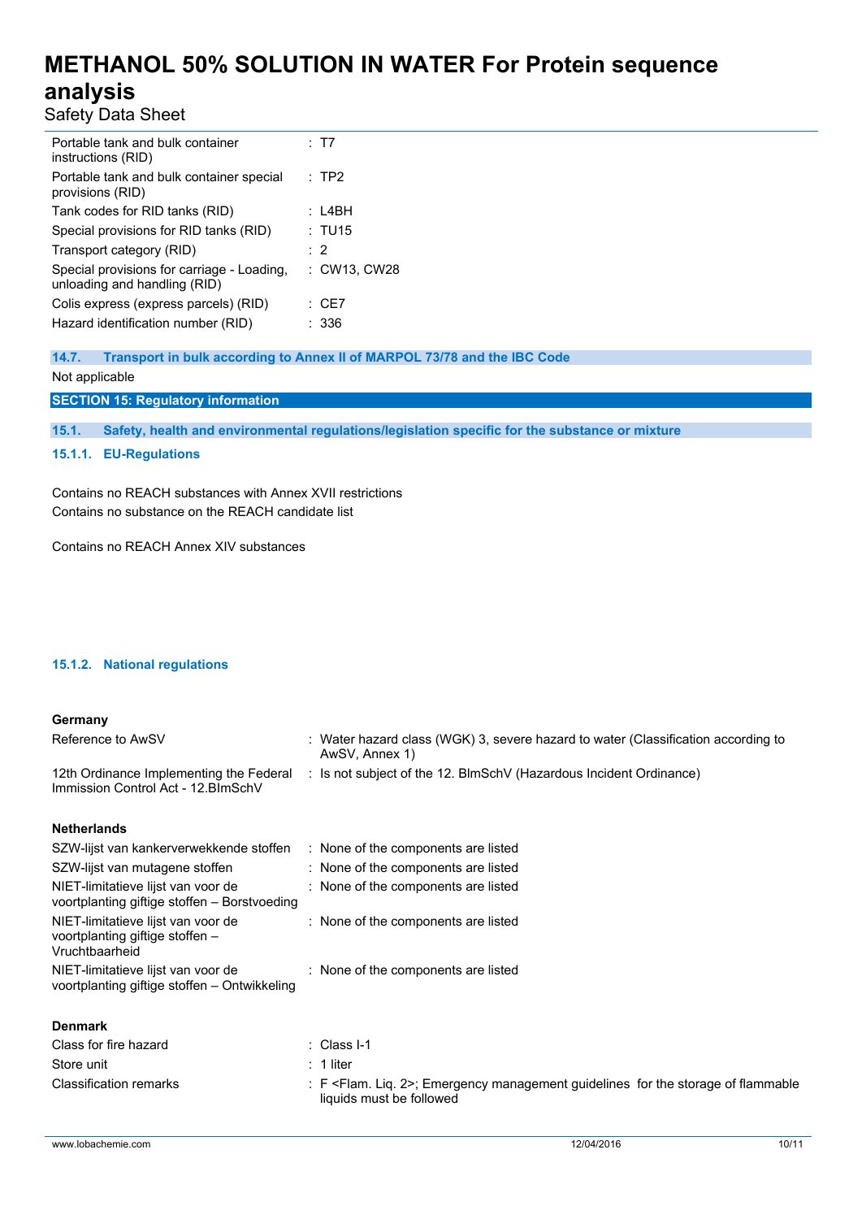| | |
|---|---|
| Portable tank and bulk container instructions (RID) | : T7 |
| Portable tank and bulk container special provisions (RID) | : TP2 |
| Tank codes for RID tanks (RID) | : L4BH |
| Special provisions for RID tanks (RID) | : TU15 |
| Transport category (RID) | : 2 |
| Special provisions for carriage - Loading, unloading and handling (RID) | : CW13, CW28 |
| Colis express (express parcels) (RID) | : CE7 |
| Hazard identification number (RID) | : 336 |

### 14.7. Transport in bulk according to Annex II of MARPOL 73/78 and the IBC Code

Not applicable

## SECTION 15: Regulatory information

### 15.1. Safety, health and environmental regulations/legislation specific for the substance or mixture

#### 15.1.1. EU-Regulations

Contains no REACH substances with Annex XVII restrictions
Contains no substance on the REACH candidate list

Contains no REACH Annex XIV substances

#### 15.1.2. National regulations

**Germany**

| | |
|---|---|
| Reference to AwSV | : Water hazard class (WGK) 3, severe hazard to water (Classification according to AwSV, Annex 1) |
| 12th Ordinance Implementing the Federal Immission Control Act - 12.BImSchV | : Is not subject of the 12. BlmSchV (Hazardous Incident Ordinance) |

**Netherlands**

| | |
|---|---|
| SZW-lijst van kankerverwekkende stoffen | : None of the components are listed |
| SZW-lijst van mutagene stoffen | : None of the components are listed |
| NIET-limitatieve lijst van voor de voortplanting giftige stoffen – Borstvoeding | : None of the components are listed |
| NIET-limitatieve lijst van voor de voortplanting giftige stoffen – Vruchtbaarheid | : None of the components are listed |
| NIET-limitatieve lijst van voor de voortplanting giftige stoffen – Ontwikkeling | : None of the components are listed |

**Denmark**

| | |
|---|---|
| Class for fire hazard | : Class I-1 |
| Store unit | : 1 liter |
| Classification remarks | : F <Flam. Liq. 2>; Emergency management guidelines for the storage of flammable liquids must be followed |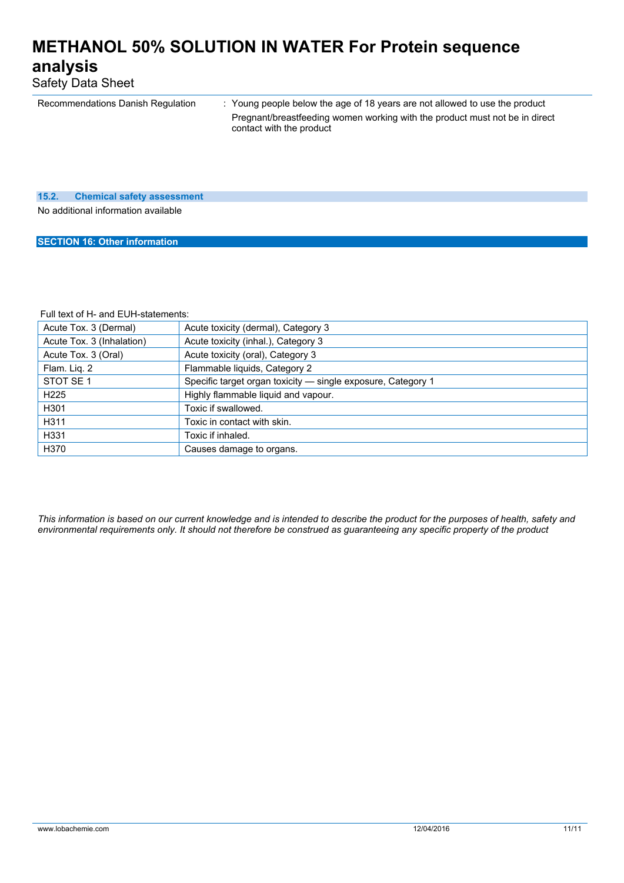| | |
|---|---|
| Recommendations Danish Regulation | : Young people below the age of 18 years are not allowed to use the product<br>Pregnant/breastfeeding women working with the product must not be in direct contact with the product |

### 15.2. Chemical safety assessment

No additional information available

## SECTION 16: Other information

Full text of H- and EUH-statements:

| | |
|---|---|
| Acute Tox. 3 (Dermal) | Acute toxicity (dermal), Category 3 |
| Acute Tox. 3 (Inhalation) | Acute toxicity (inhal.), Category 3 |
| Acute Tox. 3 (Oral) | Acute toxicity (oral), Category 3 |
| Flam. Liq. 2 | Flammable liquids, Category 2 |
| STOT SE 1 | Specific target organ toxicity — single exposure, Category 1 |
| H225 | Highly flammable liquid and vapour. |
| H301 | Toxic if swallowed. |
| H311 | Toxic in contact with skin. |
| H331 | Toxic if inhaled. |
| H370 | Causes damage to organs. |

*This information is based on our current knowledge and is intended to describe the product for the purposes of health, safety and environmental requirements only. It should not therefore be construed as guaranteeing any specific property of the product*